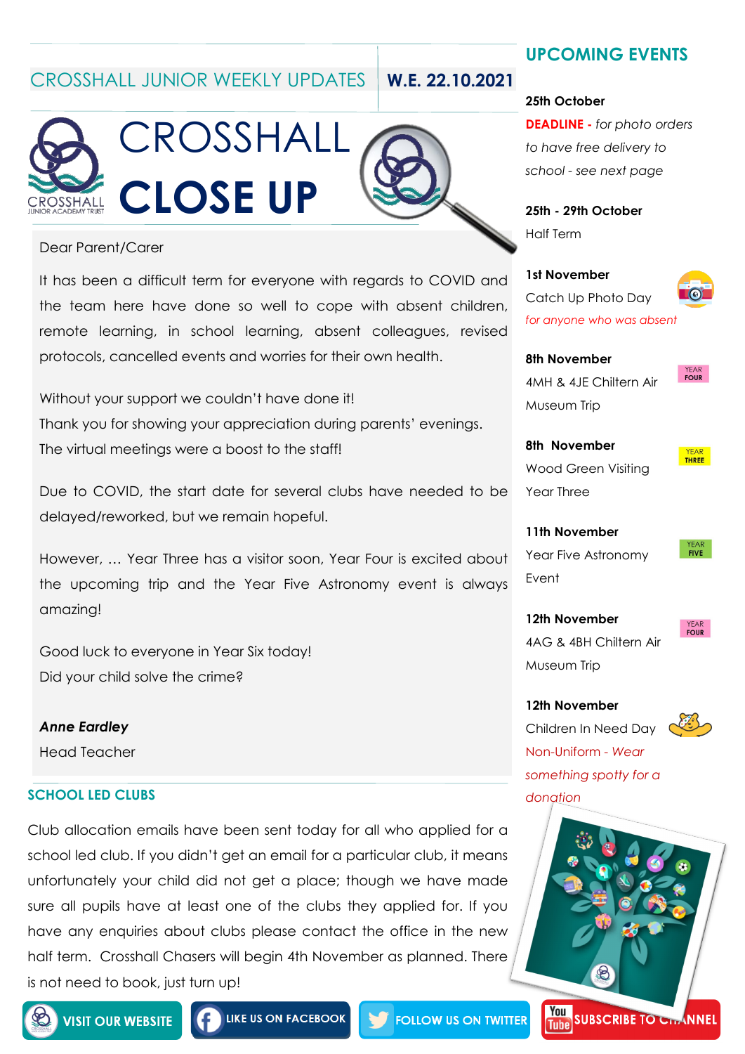# CROSSHALL JUNIOR WEEKLY UPDATES | W.E. 22.10.2021

# CROSSHALL CLOSE UP

Dear Parent/Carer

It has been a difficult term for everyone with regards to COVID and the team here have done so well to cope with absent children, remote learning, in school learning, absent colleagues, revised protocols, cancelled events and worries for their own health.

Without your support we couldn't have done it!
Thank you for showing your appreciation during parents' evenings.
The virtual meetings were a boost to the staff!

Due to COVID, the start date for several clubs have needed to be delayed/reworked, but we remain hopeful.

However, … Year Three has a visitor soon, Year Four is excited about the upcoming trip and the Year Five Astronomy event is always amazing!

Good luck to everyone in Year Six today!
Did your child solve the crime?

***Anne Eardley***
Head Teacher

## SCHOOL LED CLUBS

Club allocation emails have been sent today for all who applied for a school led club. If you didn't get an email for a particular club, it means unfortunately your child did not get a place; though we have made sure all pupils have at least one of the clubs they applied for. If you have any enquiries about clubs please contact the office in the new half term. Crosshall Chasers will begin 4th November as planned. There is not need to book, just turn up!

## UPCOMING EVENTS

**25th October**
**DEADLINE** - *for photo orders to have free delivery to school - see next page*

**25th - 29th October**
Half Term

**1st November**
Catch Up Photo Day
*for anyone who was absent*

**8th November** (YEAR FOUR)
4MH & 4JE Chiltern Air Museum Trip

**8th November** (YEAR THREE)
Wood Green Visiting Year Three

**11th November** (YEAR FIVE)
Year Five Astronomy Event

**12th November** (YEAR FOUR)
4AG & 4BH Chiltern Air Museum Trip

**12th November**
Children In Need Day
*Non-Uniform - Wear something spotty for a donation*

VISIT OUR WEBSITE | LIKE US ON FACEBOOK | FOLLOW US ON TWITTER | SUBSCRIBE TO CHANNEL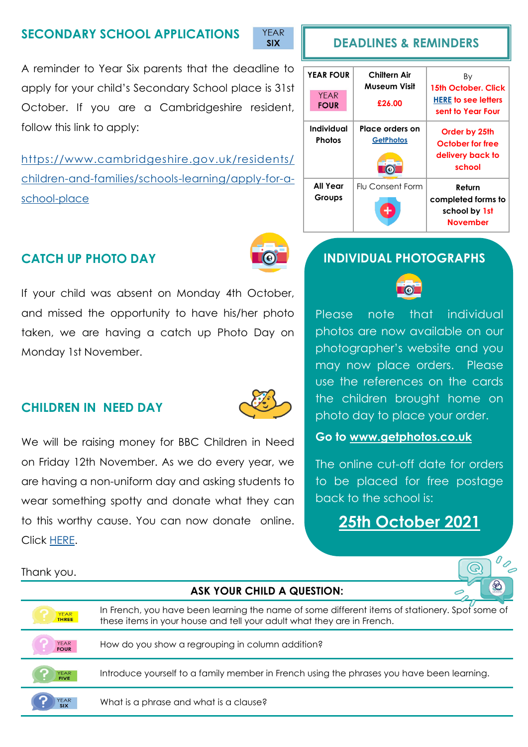## SECONDARY SCHOOL APPLICATIONS

YEAR SIX

A reminder to Year Six parents that the deadline to apply for your child's Secondary School place is 31st October. If you are a Cambridgeshire resident, follow this link to apply:

https://www.cambridgeshire.gov.uk/residents/children-and-families/schools-learning/apply-for-a-school-place

## CATCH UP PHOTO DAY

If your child was absent on Monday 4th October, and missed the opportunity to have his/her photo taken, we are having a catch up Photo Day on Monday 1st November.

## CHILDREN IN NEED DAY

We will be raising money for BBC Children in Need on Friday 12th November. As we do every year, we are having a non-uniform day and asking students to wear something spotty and donate what they can to this worthy cause. You can now donate online. Click HERE.

Thank you.

## DEADLINES & REMINDERS

| | | |
|---|---|---|
| **YEAR FOUR** YEAR FOUR | **Chiltern Air Museum Visit** **£26.00** | By **15th October. Click HERE to see letters sent to Year Four** |
| **Individual Photos** | **Place orders on GetPhotos** | **Order by 25th October for free delivery back to school** |
| **All Year Groups** | Flu Consent Form | **Return completed forms to school by 1st November** |

## INDIVIDUAL PHOTOGRAPHS

Please note that individual photos are now available on our photographer's website and you may now place orders. Please use the references on the cards the children brought home on photo day to place your order.

**Go to www.getphotos.co.uk**

The online cut-off date for orders to be placed for free postage back to the school is:

**25th October 2021**

## ASK YOUR CHILD A QUESTION:

| | |
|---|---|
| YEAR THREE | In French, you have been learning the name of some different items of stationery. Spot some of these items in your house and tell your adult what they are in French. |
| YEAR FOUR | How do you show a regrouping in column addition? |
| YEAR FIVE | Introduce yourself to a family member in French using the phrases you have been learning. |
| YEAR SIX | What is a phrase and what is a clause? |